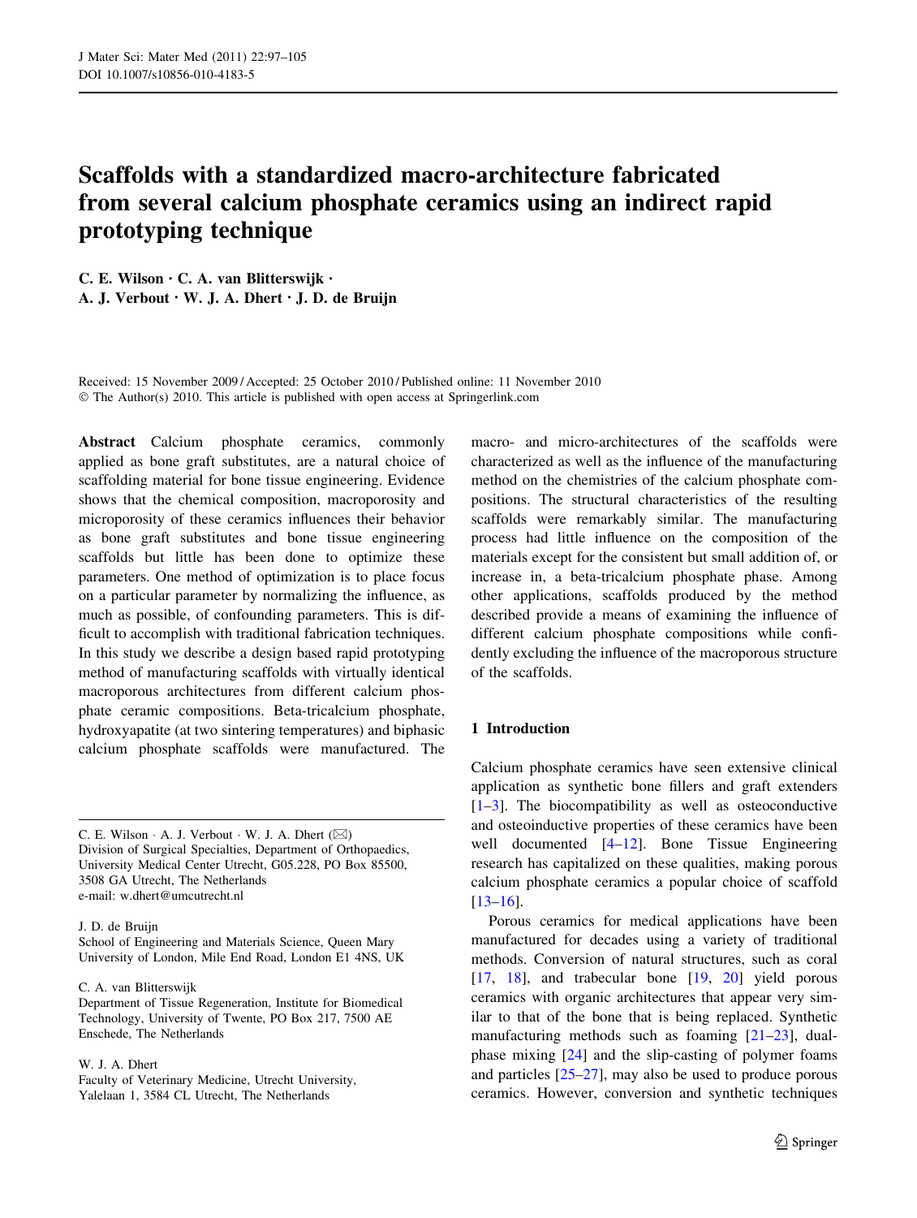# Scaffolds with a standardized macro-architecture fabricated from several calcium phosphate ceramics using an indirect rapid prototyping technique

**C. E. Wilson · C. A. van Blitterswijk · A. J. Verbout · W. J. A. Dhert · J. D. de Bruijn**

Received: 15 November 2009 / Accepted: 25 October 2010 / Published online: 11 November 2010
© The Author(s) 2010. This article is published with open access at Springerlink.com

**Abstract** Calcium phosphate ceramics, commonly applied as bone graft substitutes, are a natural choice of scaffolding material for bone tissue engineering. Evidence shows that the chemical composition, macroporosity and microporosity of these ceramics influences their behavior as bone graft substitutes and bone tissue engineering scaffolds but little has been done to optimize these parameters. One method of optimization is to place focus on a particular parameter by normalizing the influence, as much as possible, of confounding parameters. This is difficult to accomplish with traditional fabrication techniques. In this study we describe a design based rapid prototyping method of manufacturing scaffolds with virtually identical macroporous architectures from different calcium phosphate ceramic compositions. Beta-tricalcium phosphate, hydroxyapatite (at two sintering temperatures) and biphasic calcium phosphate scaffolds were manufactured. The macro- and micro-architectures of the scaffolds were characterized as well as the influence of the manufacturing method on the chemistries of the calcium phosphate compositions. The structural characteristics of the resulting scaffolds were remarkably similar. The manufacturing process had little influence on the composition of the materials except for the consistent but small addition of, or increase in, a beta-tricalcium phosphate phase. Among other applications, scaffolds produced by the method described provide a means of examining the influence of different calcium phosphate compositions while confidently excluding the influence of the macroporous structure of the scaffolds.

C. E. Wilson · A. J. Verbout · W. J. A. Dhert (✉)
Division of Surgical Specialties, Department of Orthopaedics, University Medical Center Utrecht, G05.228, PO Box 85500, 3508 GA Utrecht, The Netherlands
e-mail: w.dhert@umcutrecht.nl

J. D. de Bruijn
School of Engineering and Materials Science, Queen Mary University of London, Mile End Road, London E1 4NS, UK

C. A. van Blitterswijk
Department of Tissue Regeneration, Institute for Biomedical Technology, University of Twente, PO Box 217, 7500 AE Enschede, The Netherlands

W. J. A. Dhert
Faculty of Veterinary Medicine, Utrecht University, Yalelaan 1, 3584 CL Utrecht, The Netherlands

## 1 Introduction

Calcium phosphate ceramics have seen extensive clinical application as synthetic bone fillers and graft extenders [1–3]. The biocompatibility as well as osteoconductive and osteoinductive properties of these ceramics have been well documented [4–12]. Bone Tissue Engineering research has capitalized on these qualities, making porous calcium phosphate ceramics a popular choice of scaffold [13–16].

Porous ceramics for medical applications have been manufactured for decades using a variety of traditional methods. Conversion of natural structures, such as coral [17, 18], and trabecular bone [19, 20] yield porous ceramics with organic architectures that appear very similar to that of the bone that is being replaced. Synthetic manufacturing methods such as foaming [21–23], dual-phase mixing [24] and the slip-casting of polymer foams and particles [25–27], may also be used to produce porous ceramics. However, conversion and synthetic techniques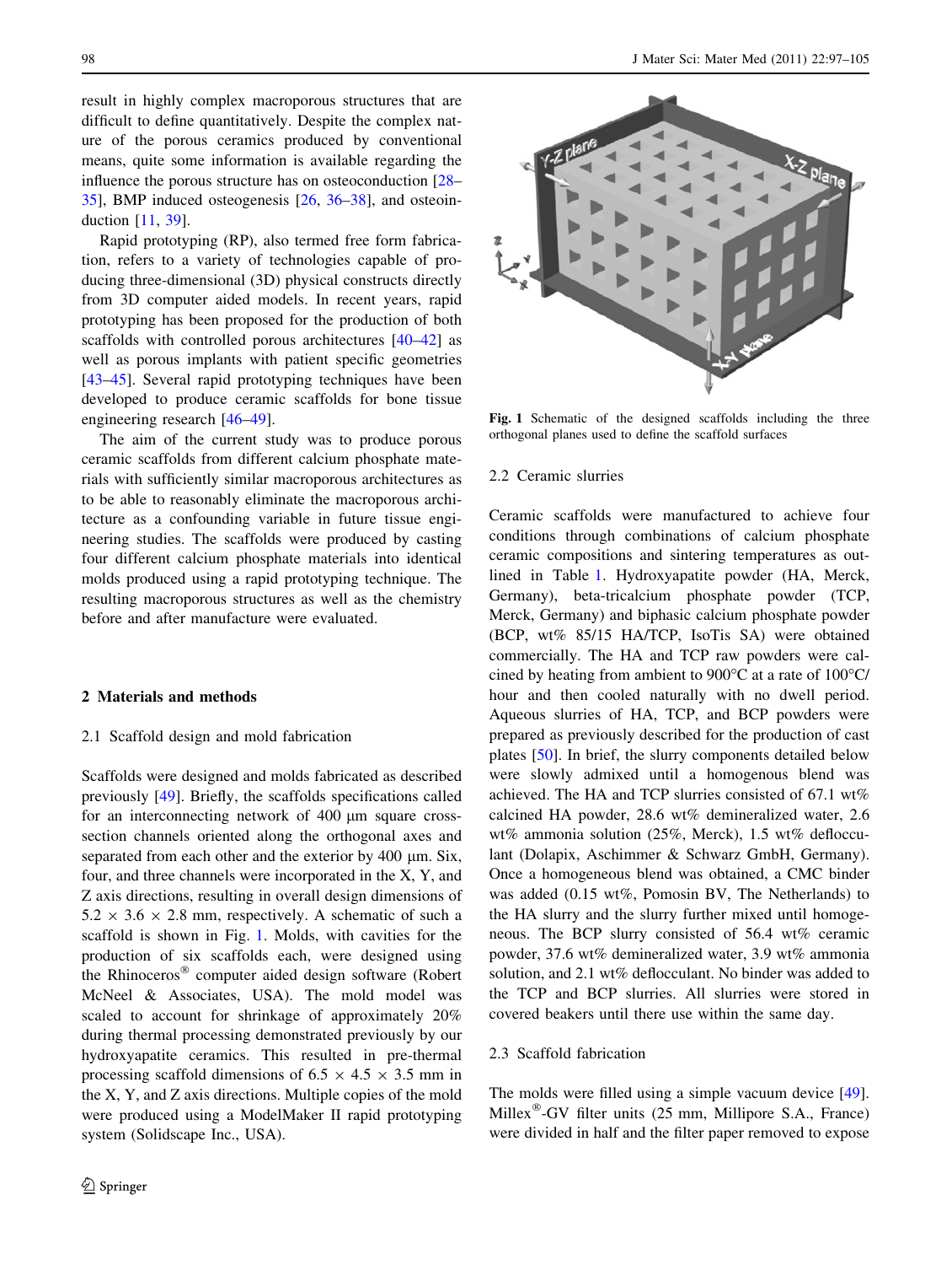result in highly complex macroporous structures that are difficult to define quantitatively. Despite the complex nature of the porous ceramics produced by conventional means, quite some information is available regarding the influence the porous structure has on osteoconduction [28–35], BMP induced osteogenesis [26, 36–38], and osteoinduction [11, 39].

Rapid prototyping (RP), also termed free form fabrication, refers to a variety of technologies capable of producing three-dimensional (3D) physical constructs directly from 3D computer aided models. In recent years, rapid prototyping has been proposed for the production of both scaffolds with controlled porous architectures [40–42] as well as porous implants with patient specific geometries [43–45]. Several rapid prototyping techniques have been developed to produce ceramic scaffolds for bone tissue engineering research [46–49].

The aim of the current study was to produce porous ceramic scaffolds from different calcium phosphate materials with sufficiently similar macroporous architectures as to be able to reasonably eliminate the macroporous architecture as a confounding variable in future tissue engineering studies. The scaffolds were produced by casting four different calcium phosphate materials into identical molds produced using a rapid prototyping technique. The resulting macroporous structures as well as the chemistry before and after manufacture were evaluated.

## 2 Materials and methods

### 2.1 Scaffold design and mold fabrication

Scaffolds were designed and molds fabricated as described previously [49]. Briefly, the scaffolds specifications called for an interconnecting network of 400 μm square cross-section channels oriented along the orthogonal axes and separated from each other and the exterior by 400 μm. Six, four, and three channels were incorporated in the X, Y, and Z axis directions, resulting in overall design dimensions of 5.2 × 3.6 × 2.8 mm, respectively. A schematic of such a scaffold is shown in Fig. 1. Molds, with cavities for the production of six scaffolds each, were designed using the Rhinoceros® computer aided design software (Robert McNeel & Associates, USA). The mold model was scaled to account for shrinkage of approximately 20% during thermal processing demonstrated previously by our hydroxyapatite ceramics. This resulted in pre-thermal processing scaffold dimensions of 6.5 × 4.5 × 3.5 mm in the X, Y, and Z axis directions. Multiple copies of the mold were produced using a ModelMaker II rapid prototyping system (Solidscape Inc., USA).

**Fig. 1** Schematic of the designed scaffolds including the three orthogonal planes used to define the scaffold surfaces

### 2.2 Ceramic slurries

Ceramic scaffolds were manufactured to achieve four conditions through combinations of calcium phosphate ceramic compositions and sintering temperatures as outlined in Table 1. Hydroxyapatite powder (HA, Merck, Germany), beta-tricalcium phosphate powder (TCP, Merck, Germany) and biphasic calcium phosphate powder (BCP, wt% 85/15 HA/TCP, IsoTis SA) were obtained commercially. The HA and TCP raw powders were calcined by heating from ambient to 900°C at a rate of 100°C/hour and then cooled naturally with no dwell period. Aqueous slurries of HA, TCP, and BCP powders were prepared as previously described for the production of cast plates [50]. In brief, the slurry components detailed below were slowly admixed until a homogenous blend was achieved. The HA and TCP slurries consisted of 67.1 wt% calcined HA powder, 28.6 wt% demineralized water, 2.6 wt% ammonia solution (25%, Merck), 1.5 wt% deflocculant (Dolapix, Aschimmer & Schwarz GmbH, Germany). Once a homogeneous blend was obtained, a CMC binder was added (0.15 wt%, Pomosin BV, The Netherlands) to the HA slurry and the slurry further mixed until homogeneous. The BCP slurry consisted of 56.4 wt% ceramic powder, 37.6 wt% demineralized water, 3.9 wt% ammonia solution, and 2.1 wt% deflocculant. No binder was added to the TCP and BCP slurries. All slurries were stored in covered beakers until there use within the same day.

### 2.3 Scaffold fabrication

The molds were filled using a simple vacuum device [49]. Millex®-GV filter units (25 mm, Millipore S.A., France) were divided in half and the filter paper removed to expose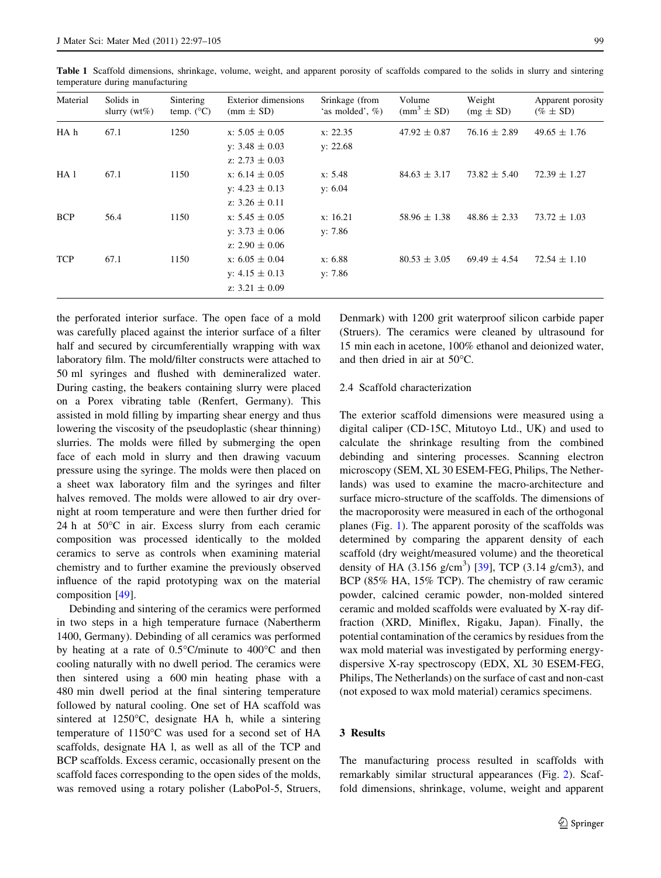**Table 1** Scaffold dimensions, shrinkage, volume, weight, and apparent porosity of scaffolds compared to the solids in slurry and sintering temperature during manufacturing

| Material | Solids in slurry (wt%) | Sintering temp. (°C) | Exterior dimensions (mm ± SD) | Srinkage (from 'as molded', %) | Volume ($mm^3$ ± SD) | Weight (mg ± SD) | Apparent porosity (% ± SD) |
|---|---|---|---|---|---|---|---|
| HA h | 67.1 | 1250 | x: 5.05 ± 0.05 | x: 22.35 | 47.92 ± 0.87 | 76.16 ± 2.89 | 49.65 ± 1.76 |
| | | | y: 3.48 ± 0.03 | y: 22.68 | | | |
| | | | z: 2.73 ± 0.03 | | | | |
| HA l | 67.1 | 1150 | x: 6.14 ± 0.05 | x: 5.48 | 84.63 ± 3.17 | 73.82 ± 5.40 | 72.39 ± 1.27 |
| | | | y: 4.23 ± 0.13 | y: 6.04 | | | |
| | | | z: 3.26 ± 0.11 | | | | |
| BCP | 56.4 | 1150 | x: 5.45 ± 0.05 | x: 16.21 | 58.96 ± 1.38 | 48.86 ± 2.33 | 73.72 ± 1.03 |
| | | | y: 3.73 ± 0.06 | y: 7.86 | | | |
| | | | z: 2.90 ± 0.06 | | | | |
| TCP | 67.1 | 1150 | x: 6.05 ± 0.04 | x: 6.88 | 80.53 ± 3.05 | 69.49 ± 4.54 | 72.54 ± 1.10 |
| | | | y: 4.15 ± 0.13 | y: 7.86 | | | |
| | | | z: 3.21 ± 0.09 | | | | |

the perforated interior surface. The open face of a mold was carefully placed against the interior surface of a filter half and secured by circumferentially wrapping with wax laboratory film. The mold/filter constructs were attached to 50 ml syringes and flushed with demineralized water. During casting, the beakers containing slurry were placed on a Porex vibrating table (Renfert, Germany). This assisted in mold filling by imparting shear energy and thus lowering the viscosity of the pseudoplastic (shear thinning) slurries. The molds were filled by submerging the open face of each mold in slurry and then drawing vacuum pressure using the syringe. The molds were then placed on a sheet wax laboratory film and the syringes and filter halves removed. The molds were allowed to air dry overnight at room temperature and were then further dried for 24 h at 50°C in air. Excess slurry from each ceramic composition was processed identically to the molded ceramics to serve as controls when examining material chemistry and to further examine the previously observed influence of the rapid prototyping wax on the material composition [49].

Debinding and sintering of the ceramics were performed in two steps in a high temperature furnace (Nabertherm 1400, Germany). Debinding of all ceramics was performed by heating at a rate of 0.5°C/minute to 400°C and then cooling naturally with no dwell period. The ceramics were then sintered using a 600 min heating phase with a 480 min dwell period at the final sintering temperature followed by natural cooling. One set of HA scaffold was sintered at 1250°C, designate HA h, while a sintering temperature of 1150°C was used for a second set of HA scaffolds, designate HA l, as well as all of the TCP and BCP scaffolds. Excess ceramic, occasionally present on the scaffold faces corresponding to the open sides of the molds, was removed using a rotary polisher (LaboPol-5, Struers, Denmark) with 1200 grit waterproof silicon carbide paper (Struers). The ceramics were cleaned by ultrasound for 15 min each in acetone, 100% ethanol and deionized water, and then dried in air at 50°C.

### 2.4 Scaffold characterization

The exterior scaffold dimensions were measured using a digital caliper (CD-15C, Mitutoyo Ltd., UK) and used to calculate the shrinkage resulting from the combined debinding and sintering processes. Scanning electron microscopy (SEM, XL 30 ESEM-FEG, Philips, The Netherlands) was used to examine the macro-architecture and surface micro-structure of the scaffolds. The dimensions of the macroporosity were measured in each of the orthogonal planes (Fig. 1). The apparent porosity of the scaffolds was determined by comparing the apparent density of each scaffold (dry weight/measured volume) and the theoretical density of HA (3.156 $g/cm^3$) [39], TCP (3.14 g/cm3), and BCP (85% HA, 15% TCP). The chemistry of raw ceramic powder, calcined ceramic powder, non-molded sintered ceramic and molded scaffolds were evaluated by X-ray diffraction (XRD, Miniflex, Rigaku, Japan). Finally, the potential contamination of the ceramics by residues from the wax mold material was investigated by performing energy-dispersive X-ray spectroscopy (EDX, XL 30 ESEM-FEG, Philips, The Netherlands) on the surface of cast and non-cast (not exposed to wax mold material) ceramics specimens.

## 3 Results

The manufacturing process resulted in scaffolds with remarkably similar structural appearances (Fig. 2). Scaffold dimensions, shrinkage, volume, weight and apparent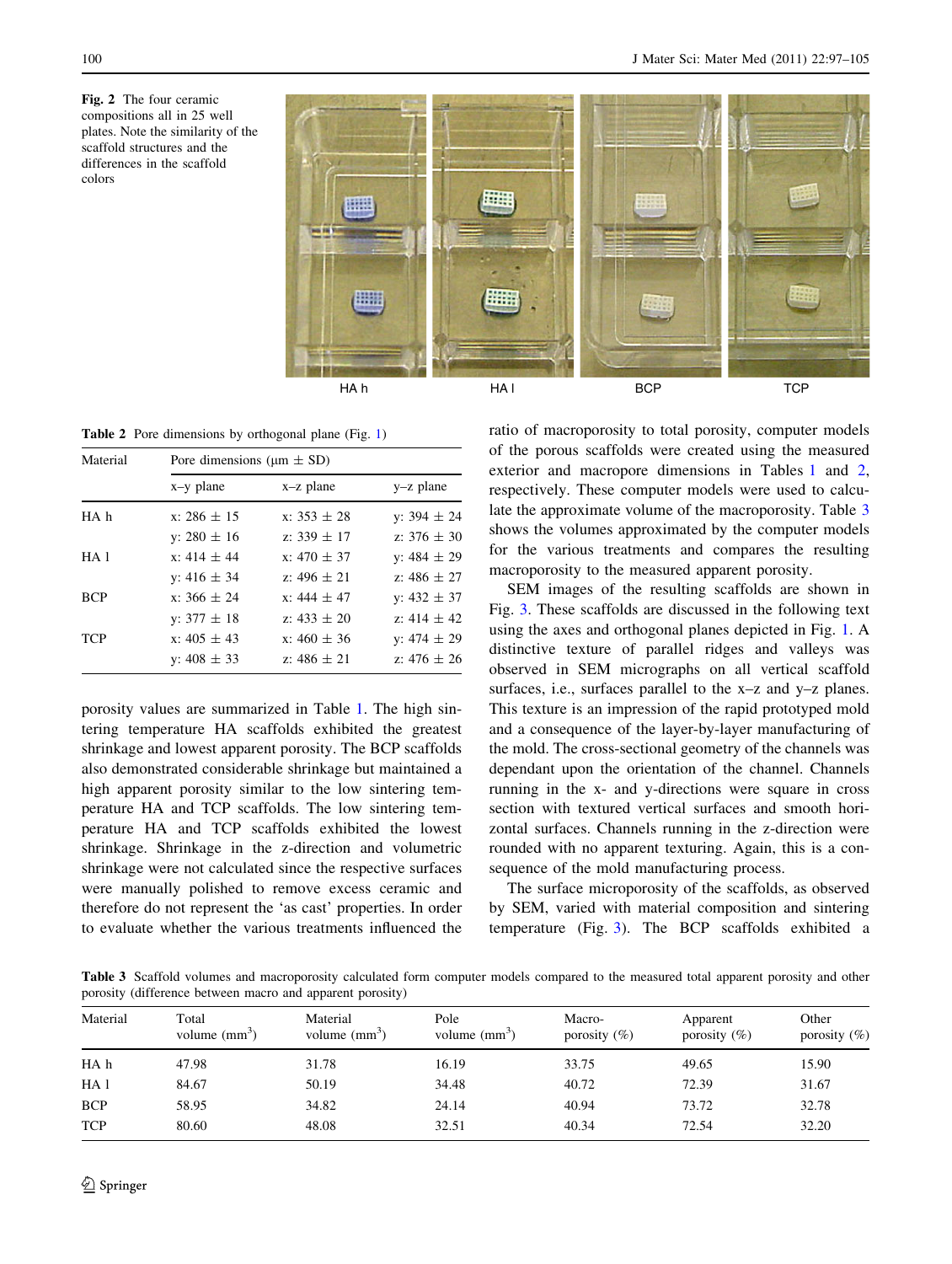Fig. 2 The four ceramic compositions all in 25 well plates. Note the similarity of the scaffold structures and the differences in the scaffold colors

Table 2 Pore dimensions by orthogonal plane (Fig. 1)

| Material | Pore dimensions (μm ± SD) | | |
|---|---|---|---|
| | x–y plane | x–z plane | y–z plane |
| HA h | x: 286 ± 15 | x: 353 ± 28 | y: 394 ± 24 |
| | y: 280 ± 16 | z: 339 ± 17 | z: 376 ± 30 |
| HA l | x: 414 ± 44 | x: 470 ± 37 | y: 484 ± 29 |
| | y: 416 ± 34 | z: 496 ± 21 | z: 486 ± 27 |
| BCP | x: 366 ± 24 | x: 444 ± 47 | y: 432 ± 37 |
| | y: 377 ± 18 | z: 433 ± 20 | z: 414 ± 42 |
| TCP | x: 405 ± 43 | x: 460 ± 36 | y: 474 ± 29 |
| | y: 408 ± 33 | z: 486 ± 21 | z: 476 ± 26 |

porosity values are summarized in Table 1. The high sintering temperature HA scaffolds exhibited the greatest shrinkage and lowest apparent porosity. The BCP scaffolds also demonstrated considerable shrinkage but maintained a high apparent porosity similar to the low sintering temperature HA and TCP scaffolds. The low sintering temperature HA and TCP scaffolds exhibited the lowest shrinkage. Shrinkage in the z-direction and volumetric shrinkage were not calculated since the respective surfaces were manually polished to remove excess ceramic and therefore do not represent the 'as cast' properties. In order to evaluate whether the various treatments influenced the ratio of macroporosity to total porosity, computer models of the porous scaffolds were created using the measured exterior and macropore dimensions in Tables 1 and 2, respectively. These computer models were used to calculate the approximate volume of the macroporosity. Table 3 shows the volumes approximated by the computer models for the various treatments and compares the resulting macroporosity to the measured apparent porosity.

SEM images of the resulting scaffolds are shown in Fig. 3. These scaffolds are discussed in the following text using the axes and orthogonal planes depicted in Fig. 1. A distinctive texture of parallel ridges and valleys was observed in SEM micrographs on all vertical scaffold surfaces, i.e., surfaces parallel to the x–z and y–z planes. This texture is an impression of the rapid prototyped mold and a consequence of the layer-by-layer manufacturing of the mold. The cross-sectional geometry of the channels was dependant upon the orientation of the channel. Channels running in the x- and y-directions were square in cross section with textured vertical surfaces and smooth horizontal surfaces. Channels running in the z-direction were rounded with no apparent texturing. Again, this is a consequence of the mold manufacturing process.

The surface microporosity of the scaffolds, as observed by SEM, varied with material composition and sintering temperature (Fig. 3). The BCP scaffolds exhibited a

Table 3 Scaffold volumes and macroporosity calculated form computer models compared to the measured total apparent porosity and other porosity (difference between macro and apparent porosity)

| Material | Total volume ($mm^3$) | Material volume ($mm^3$) | Pole volume ($mm^3$) | Macro-porosity (%) | Apparent porosity (%) | Other porosity (%) |
|---|---|---|---|---|---|---|
| HA h | 47.98 | 31.78 | 16.19 | 33.75 | 49.65 | 15.90 |
| HA l | 84.67 | 50.19 | 34.48 | 40.72 | 72.39 | 31.67 |
| BCP | 58.95 | 34.82 | 24.14 | 40.94 | 73.72 | 32.78 |
| TCP | 80.60 | 48.08 | 32.51 | 40.34 | 72.54 | 32.20 |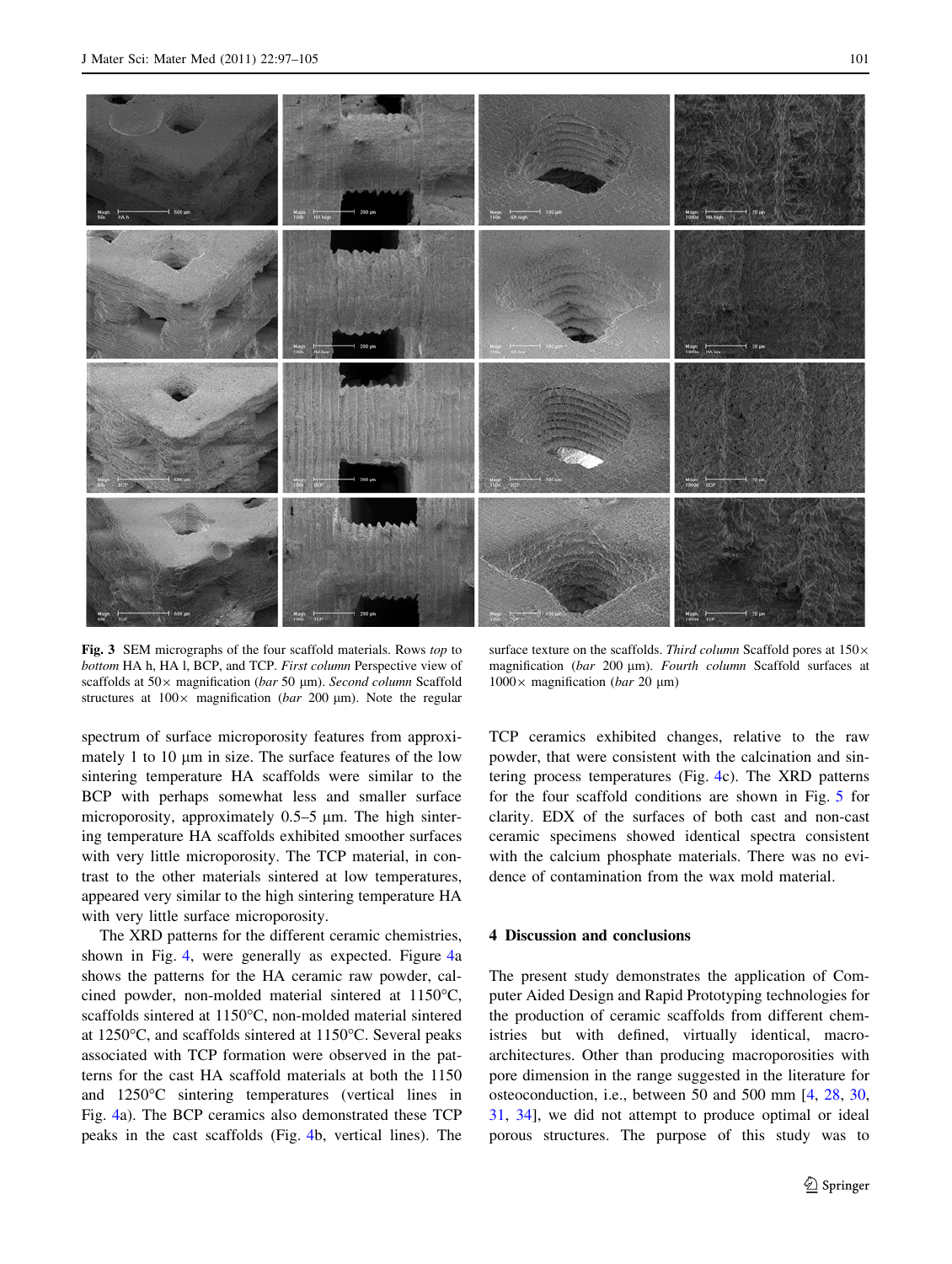**Fig. 3** SEM micrographs of the four scaffold materials. Rows *top* to *bottom* HA h, HA l, BCP, and TCP. *First column* Perspective view of scaffolds at 50× magnification (*bar* 50 µm). *Second column* Scaffold structures at 100× magnification (*bar* 200 µm). Note the regular surface texture on the scaffolds. *Third column* Scaffold pores at 150× magnification (*bar* 200 µm). *Fourth column* Scaffold surfaces at 1000× magnification (*bar* 20 µm)

spectrum of surface microporosity features from approximately 1 to 10 µm in size. The surface features of the low sintering temperature HA scaffolds were similar to the BCP with perhaps somewhat less and smaller surface microporosity, approximately 0.5–5 µm. The high sintering temperature HA scaffolds exhibited smoother surfaces with very little microporosity. The TCP material, in contrast to the other materials sintered at low temperatures, appeared very similar to the high sintering temperature HA with very little surface microporosity.

The XRD patterns for the different ceramic chemistries, shown in Fig. 4, were generally as expected. Figure 4a shows the patterns for the HA ceramic raw powder, calcined powder, non-molded material sintered at 1150°C, scaffolds sintered at 1150°C, non-molded material sintered at 1250°C, and scaffolds sintered at 1150°C. Several peaks associated with TCP formation were observed in the patterns for the cast HA scaffold materials at both the 1150 and 1250°C sintering temperatures (vertical lines in Fig. 4a). The BCP ceramics also demonstrated these TCP peaks in the cast scaffolds (Fig. 4b, vertical lines). The TCP ceramics exhibited changes, relative to the raw powder, that were consistent with the calcination and sintering process temperatures (Fig. 4c). The XRD patterns for the four scaffold conditions are shown in Fig. 5 for clarity. EDX of the surfaces of both cast and non-cast ceramic specimens showed identical spectra consistent with the calcium phosphate materials. There was no evidence of contamination from the wax mold material.

## 4 Discussion and conclusions

The present study demonstrates the application of Computer Aided Design and Rapid Prototyping technologies for the production of ceramic scaffolds from different chemistries but with defined, virtually identical, macro-architectures. Other than producing macroporosities with pore dimension in the range suggested in the literature for osteoconduction, i.e., between 50 and 500 mm [4, 28, 30, 31, 34], we did not attempt to produce optimal or ideal porous structures. The purpose of this study was to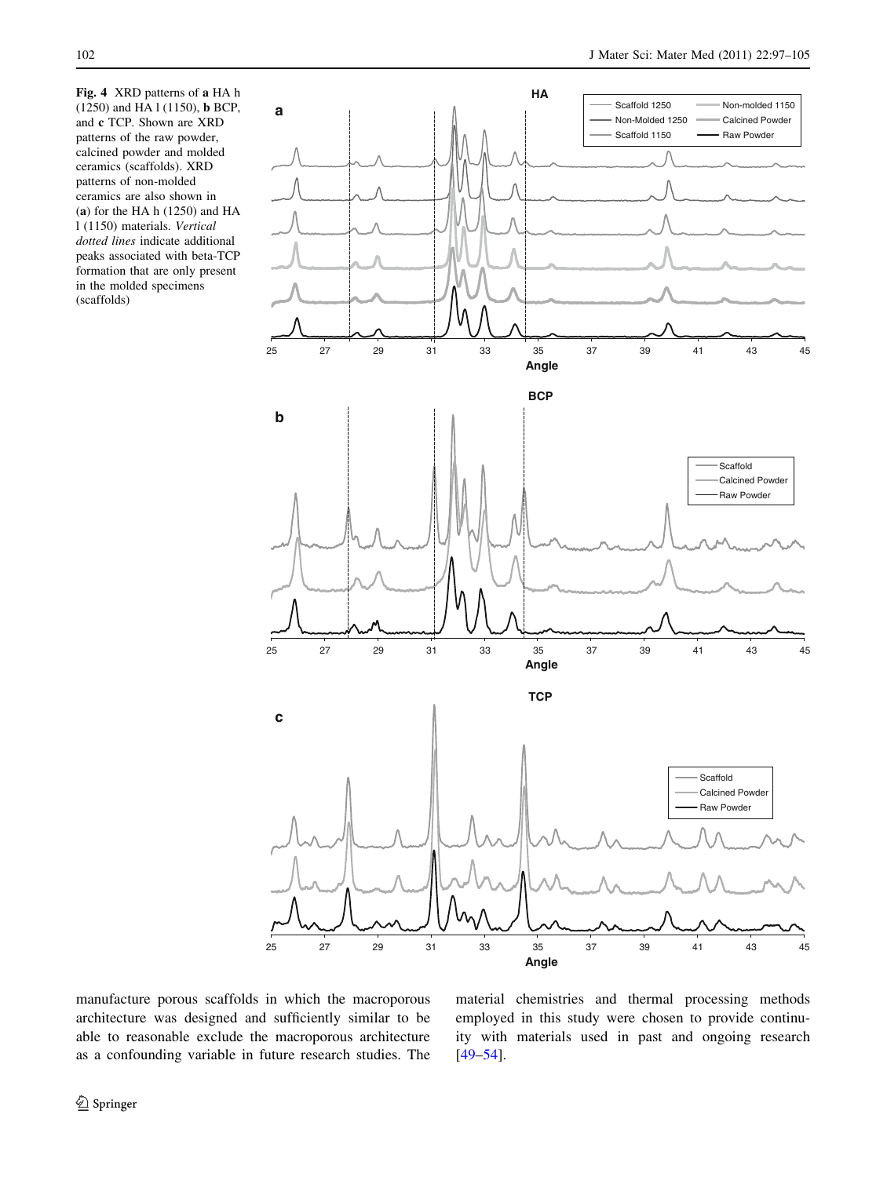**Fig. 4** XRD patterns of **a** HA h (1250) and HA l (1150), **b** BCP, and **c** TCP. Shown are XRD patterns of the raw powder, calcined powder and molded ceramics (scaffolds). XRD patterns of non-molded ceramics are also shown in (**a**) for the HA h (1250) and HA l (1150) materials. *Vertical dotted lines* indicate additional peaks associated with beta-TCP formation that are only present in the molded specimens (scaffolds)

manufacture porous scaffolds in which the macroporous architecture was designed and sufficiently similar to be able to reasonable exclude the macroporous architecture as a confounding variable in future research studies. The material chemistries and thermal processing methods employed in this study were chosen to provide continuity with materials used in past and ongoing research [49–54].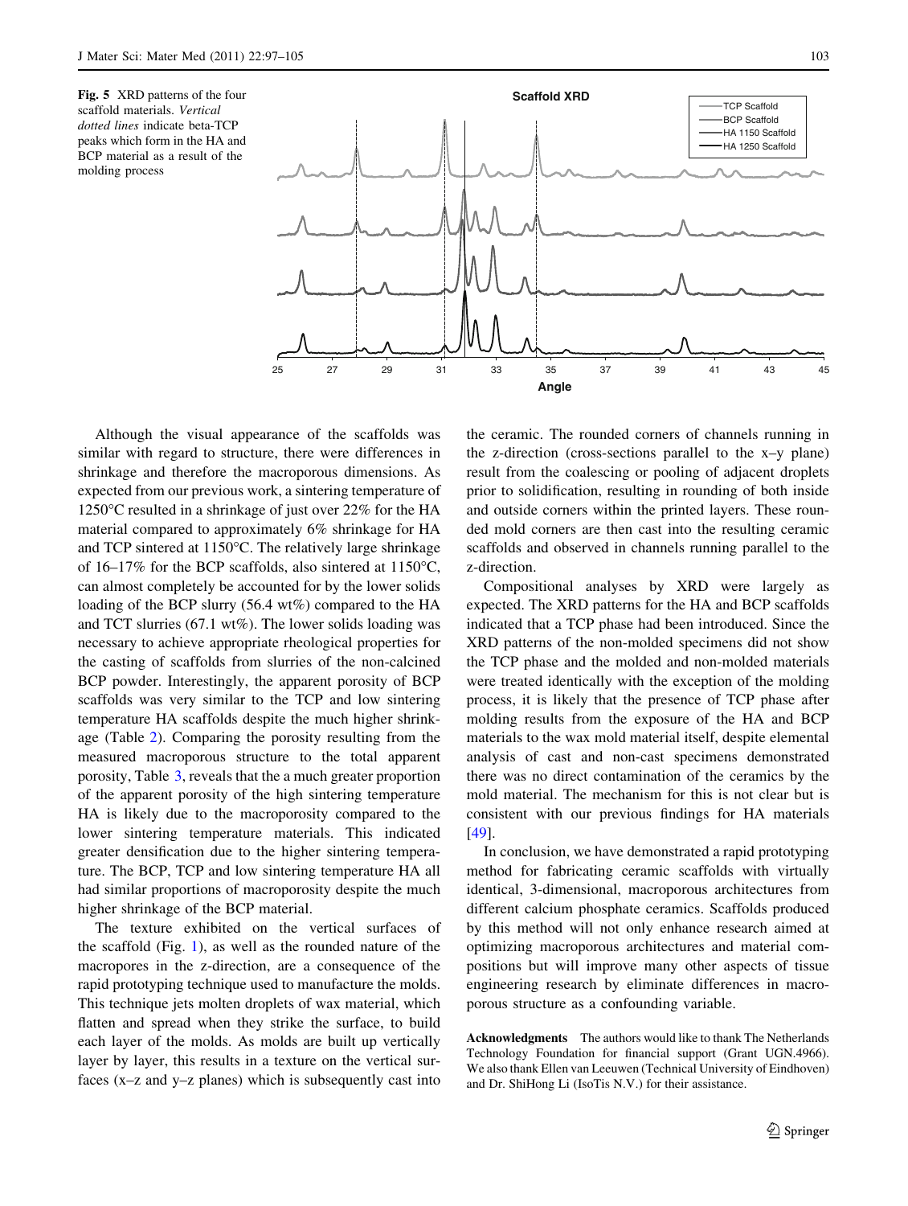**Fig. 5** XRD patterns of the four scaffold materials. *Vertical dotted lines* indicate beta-TCP peaks which form in the HA and BCP material as a result of the molding process

Although the visual appearance of the scaffolds was similar with regard to structure, there were differences in shrinkage and therefore the macroporous dimensions. As expected from our previous work, a sintering temperature of 1250°C resulted in a shrinkage of just over 22% for the HA material compared to approximately 6% shrinkage for HA and TCP sintered at 1150°C. The relatively large shrinkage of 16–17% for the BCP scaffolds, also sintered at 1150°C, can almost completely be accounted for by the lower solids loading of the BCP slurry (56.4 wt%) compared to the HA and TCT slurries (67.1 wt%). The lower solids loading was necessary to achieve appropriate rheological properties for the casting of scaffolds from slurries of the non-calcined BCP powder. Interestingly, the apparent porosity of BCP scaffolds was very similar to the TCP and low sintering temperature HA scaffolds despite the much higher shrinkage (Table 2). Comparing the porosity resulting from the measured macroporous structure to the total apparent porosity, Table 3, reveals that the a much greater proportion of the apparent porosity of the high sintering temperature HA is likely due to the macroporosity compared to the lower sintering temperature materials. This indicated greater densification due to the higher sintering temperature. The BCP, TCP and low sintering temperature HA all had similar proportions of macroporosity despite the much higher shrinkage of the BCP material.

The texture exhibited on the vertical surfaces of the scaffold (Fig. 1), as well as the rounded nature of the macropores in the z-direction, are a consequence of the rapid prototyping technique used to manufacture the molds. This technique jets molten droplets of wax material, which flatten and spread when they strike the surface, to build each layer of the molds. As molds are built up vertically layer by layer, this results in a texture on the vertical surfaces (x–z and y–z planes) which is subsequently cast into the ceramic. The rounded corners of channels running in the z-direction (cross-sections parallel to the x–y plane) result from the coalescing or pooling of adjacent droplets prior to solidification, resulting in rounding of both inside and outside corners within the printed layers. These rounded mold corners are then cast into the resulting ceramic scaffolds and observed in channels running parallel to the z-direction.

Compositional analyses by XRD were largely as expected. The XRD patterns for the HA and BCP scaffolds indicated that a TCP phase had been introduced. Since the XRD patterns of the non-molded specimens did not show the TCP phase and the molded and non-molded materials were treated identically with the exception of the molding process, it is likely that the presence of TCP phase after molding results from the exposure of the HA and BCP materials to the wax mold material itself, despite elemental analysis of cast and non-cast specimens demonstrated there was no direct contamination of the ceramics by the mold material. The mechanism for this is not clear but is consistent with our previous findings for HA materials [49].

In conclusion, we have demonstrated a rapid prototyping method for fabricating ceramic scaffolds with virtually identical, 3-dimensional, macroporous architectures from different calcium phosphate ceramics. Scaffolds produced by this method will not only enhance research aimed at optimizing macroporous architectures and material compositions but will improve many other aspects of tissue engineering research by eliminate differences in macroporous structure as a confounding variable.

**Acknowledgments** The authors would like to thank The Netherlands Technology Foundation for financial support (Grant UGN.4966). We also thank Ellen van Leeuwen (Technical University of Eindhoven) and Dr. ShiHong Li (IsoTis N.V.) for their assistance.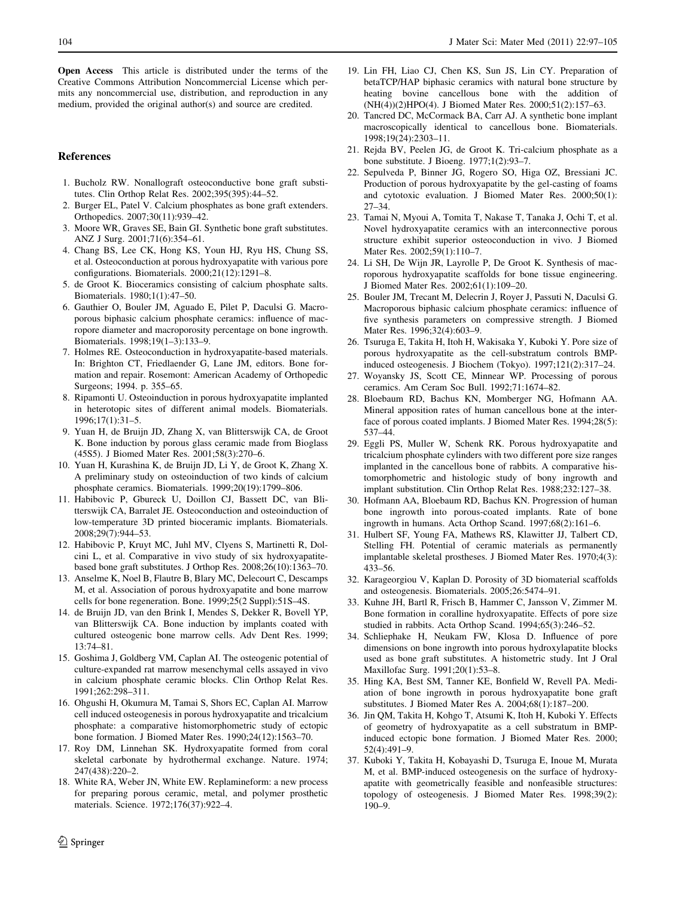**Open Access** This article is distributed under the terms of the Creative Commons Attribution Noncommercial License which permits any noncommercial use, distribution, and reproduction in any medium, provided the original author(s) and source are credited.

## References

1. Bucholz RW. Nonallograft osteoconductive bone graft substitutes. Clin Orthop Relat Res. 2002;395(395):44–52.
2. Burger EL, Patel V. Calcium phosphates as bone graft extenders. Orthopedics. 2007;30(11):939–42.
3. Moore WR, Graves SE, Bain GI. Synthetic bone graft substitutes. ANZ J Surg. 2001;71(6):354–61.
4. Chang BS, Lee CK, Hong KS, Youn HJ, Ryu HS, Chung SS, et al. Osteoconduction at porous hydroxyapatite with various pore configurations. Biomaterials. 2000;21(12):1291–8.
5. de Groot K. Bioceramics consisting of calcium phosphate salts. Biomaterials. 1980;1(1):47–50.
6. Gauthier O, Bouler JM, Aguado E, Pilet P, Daculsi G. Macroporous biphasic calcium phosphate ceramics: influence of macropore diameter and macroporosity percentage on bone ingrowth. Biomaterials. 1998;19(1–3):133–9.
7. Holmes RE. Osteoconduction in hydroxyapatite-based materials. In: Brighton CT, Friedlaender G, Lane JM, editors. Bone formation and repair. Rosemont: American Academy of Orthopedic Surgeons; 1994. p. 355–65.
8. Ripamonti U. Osteoinduction in porous hydroxyapatite implanted in heterotopic sites of different animal models. Biomaterials. 1996;17(1):31–5.
9. Yuan H, de Bruijn JD, Zhang X, van Blitterswijk CA, de Groot K. Bone induction by porous glass ceramic made from Bioglass (45S5). J Biomed Mater Res. 2001;58(3):270–6.
10. Yuan H, Kurashina K, de Bruijn JD, Li Y, de Groot K, Zhang X. A preliminary study on osteoinduction of two kinds of calcium phosphate ceramics. Biomaterials. 1999;20(19):1799–806.
11. Habibovic P, Gbureck U, Doillon CJ, Bassett DC, van Blitterswijk CA, Barralet JE. Osteoconduction and osteoinduction of low-temperature 3D printed bioceramic implants. Biomaterials. 2008;29(7):944–53.
12. Habibovic P, Kruyt MC, Juhl MV, Clyens S, Martinetti R, Dolcini L, et al. Comparative in vivo study of six hydroxyapatite-based bone graft substitutes. J Orthop Res. 2008;26(10):1363–70.
13. Anselme K, Noel B, Flautre B, Blary MC, Delecourt C, Descamps M, et al. Association of porous hydroxyapatite and bone marrow cells for bone regeneration. Bone. 1999;25(2 Suppl):51S–4S.
14. de Bruijn JD, van den Brink I, Mendes S, Dekker R, Bovell YP, van Blitterswijk CA. Bone induction by implants coated with cultured osteogenic bone marrow cells. Adv Dent Res. 1999; 13:74–81.
15. Goshima J, Goldberg VM, Caplan AI. The osteogenic potential of culture-expanded rat marrow mesenchymal cells assayed in vivo in calcium phosphate ceramic blocks. Clin Orthop Relat Res. 1991;262:298–311.
16. Ohgushi H, Okumura M, Tamai S, Shors EC, Caplan AI. Marrow cell induced osteogenesis in porous hydroxyapatite and tricalcium phosphate: a comparative histomorphometric study of ectopic bone formation. J Biomed Mater Res. 1990;24(12):1563–70.
17. Roy DM, Linnehan SK. Hydroxyapatite formed from coral skeletal carbonate by hydrothermal exchange. Nature. 1974; 247(438):220–2.
18. White RA, Weber JN, White EW. Replamineform: a new process for preparing porous ceramic, metal, and polymer prosthetic materials. Science. 1972;176(37):922–4.
19. Lin FH, Liao CJ, Chen KS, Sun JS, Lin CY. Preparation of betaTCP/HAP biphasic ceramics with natural bone structure by heating bovine cancellous bone with the addition of (NH(4))(2)HPO(4). J Biomed Mater Res. 2000;51(2):157–63.
20. Tancred DC, McCormack BA, Carr AJ. A synthetic bone implant macroscopically identical to cancellous bone. Biomaterials. 1998;19(24):2303–11.
21. Rejda BV, Peelen JG, de Groot K. Tri-calcium phosphate as a bone substitute. J Bioeng. 1977;1(2):93–7.
22. Sepulveda P, Binner JG, Rogero SO, Higa OZ, Bressiani JC. Production of porous hydroxyapatite by the gel-casting of foams and cytotoxic evaluation. J Biomed Mater Res. 2000;50(1): 27–34.
23. Tamai N, Myoui A, Tomita T, Nakase T, Tanaka J, Ochi T, et al. Novel hydroxyapatite ceramics with an interconnective porous structure exhibit superior osteoconduction in vivo. J Biomed Mater Res. 2002;59(1):110–7.
24. Li SH, De Wijn JR, Layrolle P, De Groot K. Synthesis of macroporous hydroxyapatite scaffolds for bone tissue engineering. J Biomed Mater Res. 2002;61(1):109–20.
25. Bouler JM, Trecant M, Delecrin J, Royer J, Passuti N, Daculsi G. Macroporous biphasic calcium phosphate ceramics: influence of five synthesis parameters on compressive strength. J Biomed Mater Res. 1996;32(4):603–9.
26. Tsuruga E, Takita H, Itoh H, Wakisaka Y, Kuboki Y. Pore size of porous hydroxyapatite as the cell-substratum controls BMP-induced osteogenesis. J Biochem (Tokyo). 1997;121(2):317–24.
27. Woyansky JS, Scott CE, Minnear WP. Processing of porous ceramics. Am Ceram Soc Bull. 1992;71:1674–82.
28. Bloebaum RD, Bachus KN, Momberger NG, Hofmann AA. Mineral apposition rates of human cancellous bone at the interface of porous coated implants. J Biomed Mater Res. 1994;28(5): 537–44.
29. Eggli PS, Muller W, Schenk RK. Porous hydroxyapatite and tricalcium phosphate cylinders with two different pore size ranges implanted in the cancellous bone of rabbits. A comparative histomorphometric and histologic study of bony ingrowth and implant substitution. Clin Orthop Relat Res. 1988;232:127–38.
30. Hofmann AA, Bloebaum RD, Bachus KN. Progression of human bone ingrowth into porous-coated implants. Rate of bone ingrowth in humans. Acta Orthop Scand. 1997;68(2):161–6.
31. Hulbert SF, Young FA, Mathews RS, Klawitter JJ, Talbert CD, Stelling FH. Potential of ceramic materials as permanently implantable skeletal prostheses. J Biomed Mater Res. 1970;4(3): 433–56.
32. Karageorgiou V, Kaplan D. Porosity of 3D biomaterial scaffolds and osteogenesis. Biomaterials. 2005;26:5474–91.
33. Kuhne JH, Bartl R, Frisch B, Hammer C, Jansson V, Zimmer M. Bone formation in coralline hydroxyapatite. Effects of pore size studied in rabbits. Acta Orthop Scand. 1994;65(3):246–52.
34. Schliephake H, Neukam FW, Klosa D. Influence of pore dimensions on bone ingrowth into porous hydroxylapatite blocks used as bone graft substitutes. A histometric study. Int J Oral Maxillofac Surg. 1991;20(1):53–8.
35. Hing KA, Best SM, Tanner KE, Bonfield W, Revell PA. Mediation of bone ingrowth in porous hydroxyapatite bone graft substitutes. J Biomed Mater Res A. 2004;68(1):187–200.
36. Jin QM, Takita H, Kohgo T, Atsumi K, Itoh H, Kuboki Y. Effects of geometry of hydroxyapatite as a cell substratum in BMP-induced ectopic bone formation. J Biomed Mater Res. 2000; 52(4):491–9.
37. Kuboki Y, Takita H, Kobayashi D, Tsuruga E, Inoue M, Murata M, et al. BMP-induced osteogenesis on the surface of hydroxyapatite with geometrically feasible and nonfeasible structures: topology of osteogenesis. J Biomed Mater Res. 1998;39(2): 190–9.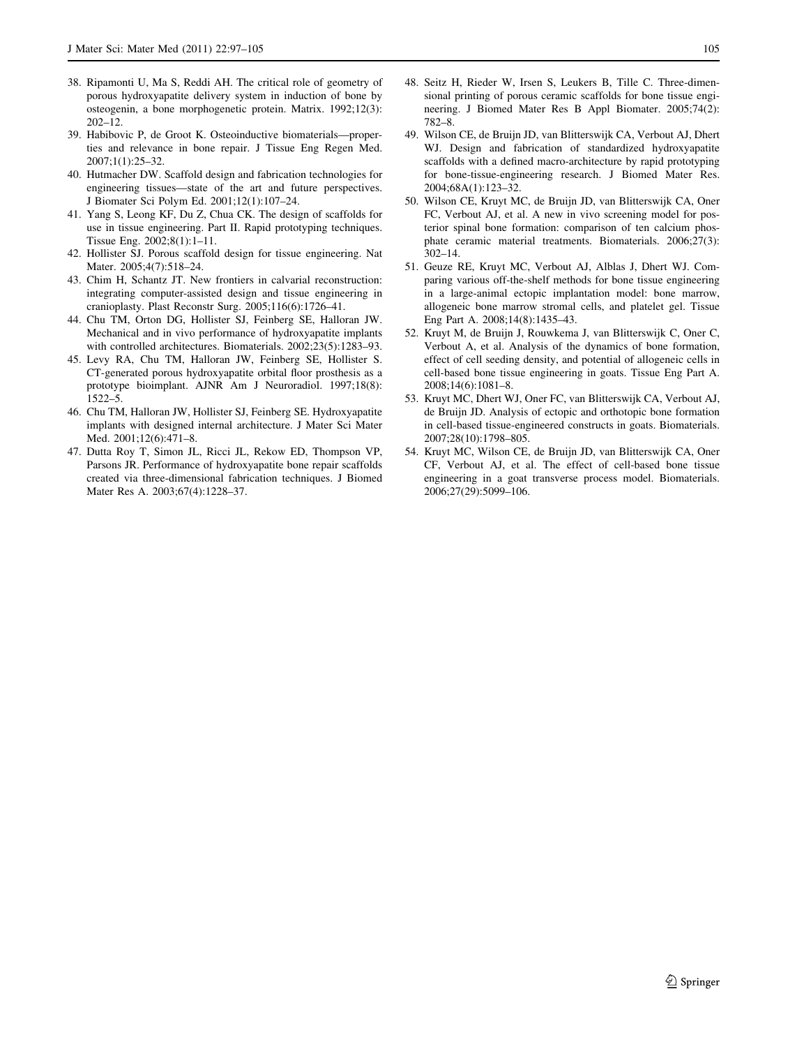38. Ripamonti U, Ma S, Reddi AH. The critical role of geometry of porous hydroxyapatite delivery system in induction of bone by osteogenin, a bone morphogenetic protein. Matrix. 1992;12(3):202–12.
39. Habibovic P, de Groot K. Osteoinductive biomaterials—properties and relevance in bone repair. J Tissue Eng Regen Med. 2007;1(1):25–32.
40. Hutmacher DW. Scaffold design and fabrication technologies for engineering tissues—state of the art and future perspectives. J Biomater Sci Polym Ed. 2001;12(1):107–24.
41. Yang S, Leong KF, Du Z, Chua CK. The design of scaffolds for use in tissue engineering. Part II. Rapid prototyping techniques. Tissue Eng. 2002;8(1):1–11.
42. Hollister SJ. Porous scaffold design for tissue engineering. Nat Mater. 2005;4(7):518–24.
43. Chim H, Schantz JT. New frontiers in calvarial reconstruction: integrating computer-assisted design and tissue engineering in cranioplasty. Plast Reconstr Surg. 2005;116(6):1726–41.
44. Chu TM, Orton DG, Hollister SJ, Feinberg SE, Halloran JW. Mechanical and in vivo performance of hydroxyapatite implants with controlled architectures. Biomaterials. 2002;23(5):1283–93.
45. Levy RA, Chu TM, Halloran JW, Feinberg SE, Hollister S. CT-generated porous hydroxyapatite orbital floor prosthesis as a prototype bioimplant. AJNR Am J Neuroradiol. 1997;18(8):1522–5.
46. Chu TM, Halloran JW, Hollister SJ, Feinberg SE. Hydroxyapatite implants with designed internal architecture. J Mater Sci Mater Med. 2001;12(6):471–8.
47. Dutta Roy T, Simon JL, Ricci JL, Rekow ED, Thompson VP, Parsons JR. Performance of hydroxyapatite bone repair scaffolds created via three-dimensional fabrication techniques. J Biomed Mater Res A. 2003;67(4):1228–37.
48. Seitz H, Rieder W, Irsen S, Leukers B, Tille C. Three-dimensional printing of porous ceramic scaffolds for bone tissue engineering. J Biomed Mater Res B Appl Biomater. 2005;74(2):782–8.
49. Wilson CE, de Bruijn JD, van Blitterswijk CA, Verbout AJ, Dhert WJ. Design and fabrication of standardized hydroxyapatite scaffolds with a defined macro-architecture by rapid prototyping for bone-tissue-engineering research. J Biomed Mater Res. 2004;68A(1):123–32.
50. Wilson CE, Kruyt MC, de Bruijn JD, van Blitterswijk CA, Oner FC, Verbout AJ, et al. A new in vivo screening model for posterior spinal bone formation: comparison of ten calcium phosphate ceramic material treatments. Biomaterials. 2006;27(3):302–14.
51. Geuze RE, Kruyt MC, Verbout AJ, Alblas J, Dhert WJ. Comparing various off-the-shelf methods for bone tissue engineering in a large-animal ectopic implantation model: bone marrow, allogeneic bone marrow stromal cells, and platelet gel. Tissue Eng Part A. 2008;14(8):1435–43.
52. Kruyt M, de Bruijn J, Rouwkema J, van Blitterswijk C, Oner C, Verbout A, et al. Analysis of the dynamics of bone formation, effect of cell seeding density, and potential of allogeneic cells in cell-based bone tissue engineering in goats. Tissue Eng Part A. 2008;14(6):1081–8.
53. Kruyt MC, Dhert WJ, Oner FC, van Blitterswijk CA, Verbout AJ, de Bruijn JD. Analysis of ectopic and orthotopic bone formation in cell-based tissue-engineered constructs in goats. Biomaterials. 2007;28(10):1798–805.
54. Kruyt MC, Wilson CE, de Bruijn JD, van Blitterswijk CA, Oner CF, Verbout AJ, et al. The effect of cell-based bone tissue engineering in a goat transverse process model. Biomaterials. 2006;27(29):5099–106.